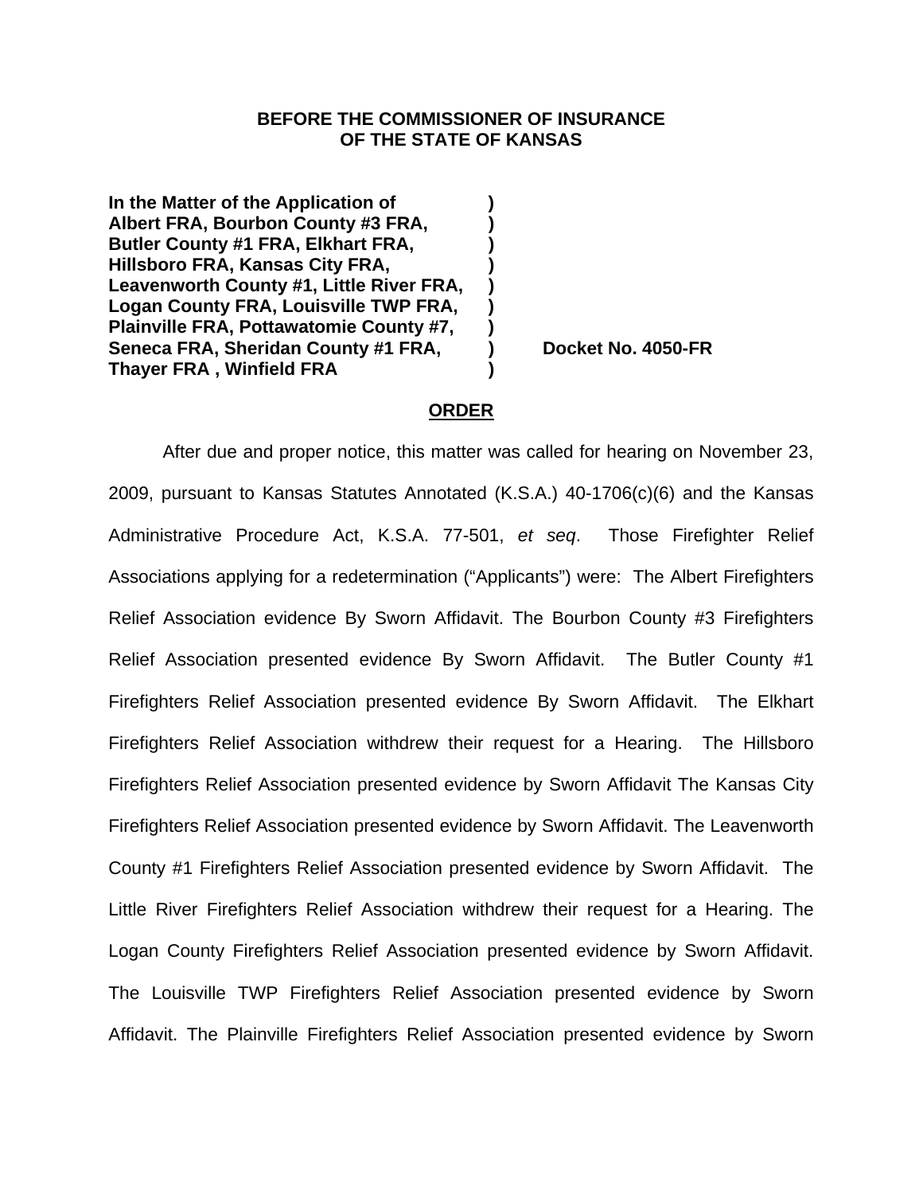**BEFORE THE COMMISSIONER OF INSURANCE**
**OF THE STATE OF KANSAS**

**In the Matter of the Application of )**
**Albert FRA, Bourbon County #3 FRA, )**
**Butler County #1 FRA, Elkhart FRA, )**
**Hillsboro FRA, Kansas City FRA, )**
**Leavenworth County #1, Little River FRA, )**
**Logan County FRA, Louisville TWP FRA, )**
**Plainville FRA, Pottawatomie County #7, )**
**Seneca FRA, Sheridan County #1 FRA, ) Docket No. 4050-FR**
**Thayer FRA , Winfield FRA )**

**ORDER**

After due and proper notice, this matter was called for hearing on November 23, 2009, pursuant to Kansas Statutes Annotated (K.S.A.) 40-1706(c)(6) and the Kansas Administrative Procedure Act, K.S.A. 77-501, *et seq*. Those Firefighter Relief Associations applying for a redetermination ("Applicants") were: The Albert Firefighters Relief Association evidence By Sworn Affidavit. The Bourbon County #3 Firefighters Relief Association presented evidence By Sworn Affidavit. The Butler County #1 Firefighters Relief Association presented evidence By Sworn Affidavit. The Elkhart Firefighters Relief Association withdrew their request for a Hearing. The Hillsboro Firefighters Relief Association presented evidence by Sworn Affidavit The Kansas City Firefighters Relief Association presented evidence by Sworn Affidavit. The Leavenworth County #1 Firefighters Relief Association presented evidence by Sworn Affidavit. The Little River Firefighters Relief Association withdrew their request for a Hearing. The Logan County Firefighters Relief Association presented evidence by Sworn Affidavit. The Louisville TWP Firefighters Relief Association presented evidence by Sworn Affidavit. The Plainville Firefighters Relief Association presented evidence by Sworn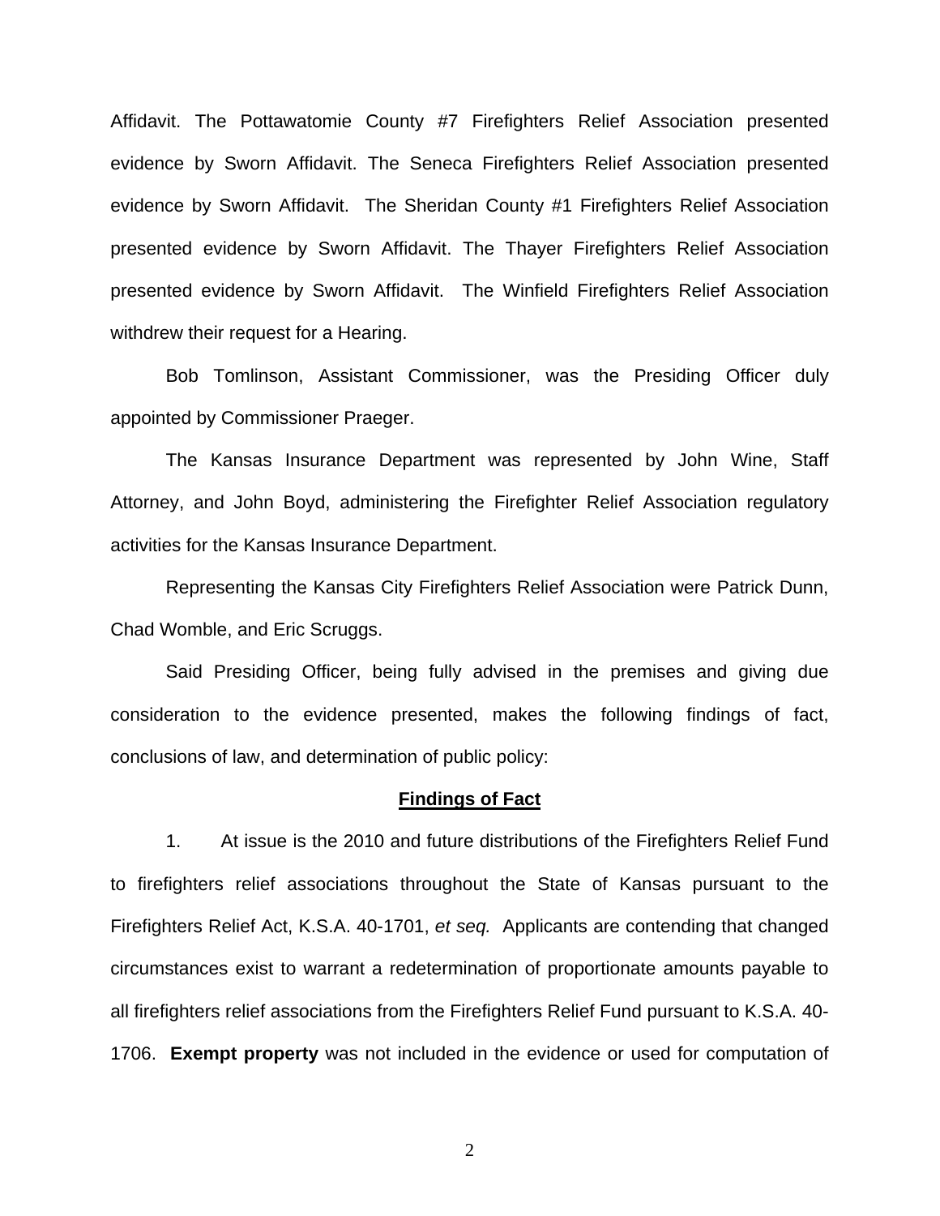Affidavit. The Pottawatomie County #7 Firefighters Relief Association presented evidence by Sworn Affidavit. The Seneca Firefighters Relief Association presented evidence by Sworn Affidavit. The Sheridan County #1 Firefighters Relief Association presented evidence by Sworn Affidavit. The Thayer Firefighters Relief Association presented evidence by Sworn Affidavit. The Winfield Firefighters Relief Association withdrew their request for a Hearing.

Bob Tomlinson, Assistant Commissioner, was the Presiding Officer duly appointed by Commissioner Praeger.

The Kansas Insurance Department was represented by John Wine, Staff Attorney, and John Boyd, administering the Firefighter Relief Association regulatory activities for the Kansas Insurance Department.

Representing the Kansas City Firefighters Relief Association were Patrick Dunn, Chad Womble, and Eric Scruggs.

Said Presiding Officer, being fully advised in the premises and giving due consideration to the evidence presented, makes the following findings of fact, conclusions of law, and determination of public policy:

## Findings of Fact

1. At issue is the 2010 and future distributions of the Firefighters Relief Fund to firefighters relief associations throughout the State of Kansas pursuant to the Firefighters Relief Act, K.S.A. 40-1701, *et seq.* Applicants are contending that changed circumstances exist to warrant a redetermination of proportionate amounts payable to all firefighters relief associations from the Firefighters Relief Fund pursuant to K.S.A. 40-1706. **Exempt property** was not included in the evidence or used for computation of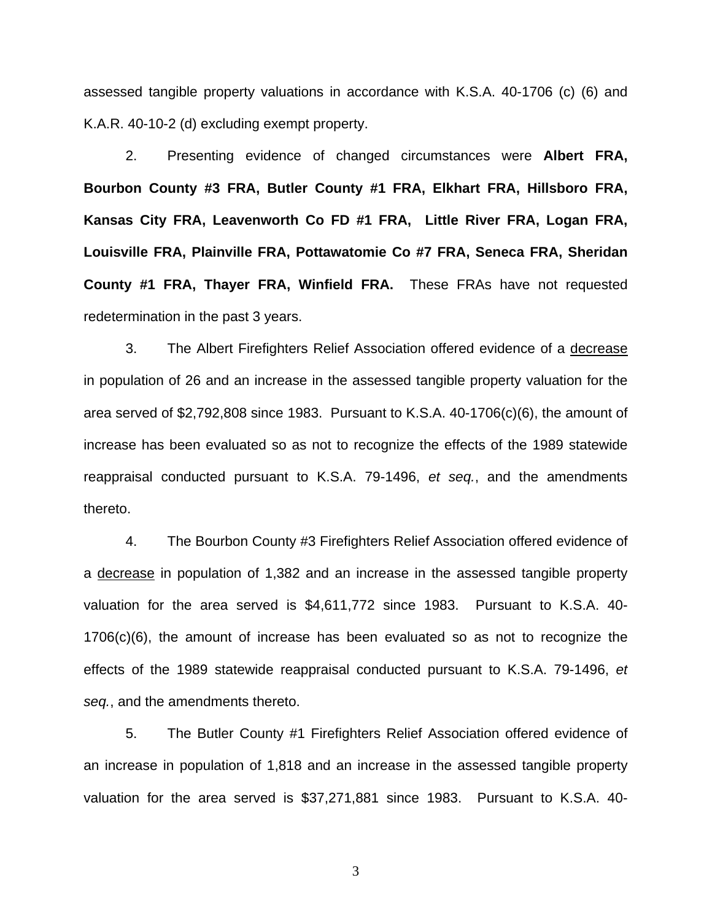assessed tangible property valuations in accordance with K.S.A. 40-1706 (c) (6) and K.A.R. 40-10-2 (d) excluding exempt property.

2. Presenting evidence of changed circumstances were **Albert FRA, Bourbon County #3 FRA, Butler County #1 FRA, Elkhart FRA, Hillsboro FRA, Kansas City FRA, Leavenworth Co FD #1 FRA, Little River FRA, Logan FRA, Louisville FRA, Plainville FRA, Pottawatomie Co #7 FRA, Seneca FRA, Sheridan County #1 FRA, Thayer FRA, Winfield FRA.** These FRAs have not requested redetermination in the past 3 years.

3. The Albert Firefighters Relief Association offered evidence of a <u>decrease</u> in population of 26 and an increase in the assessed tangible property valuation for the area served of $2,792,808 since 1983. Pursuant to K.S.A. 40-1706(c)(6), the amount of increase has been evaluated so as not to recognize the effects of the 1989 statewide reappraisal conducted pursuant to K.S.A. 79-1496, *et seq.*, and the amendments thereto.

4. The Bourbon County #3 Firefighters Relief Association offered evidence of a <u>decrease</u> in population of 1,382 and an increase in the assessed tangible property valuation for the area served is $4,611,772 since 1983. Pursuant to K.S.A. 40-1706(c)(6), the amount of increase has been evaluated so as not to recognize the effects of the 1989 statewide reappraisal conducted pursuant to K.S.A. 79-1496, *et seq.*, and the amendments thereto.

5. The Butler County #1 Firefighters Relief Association offered evidence of an increase in population of 1,818 and an increase in the assessed tangible property valuation for the area served is $37,271,881 since 1983. Pursuant to K.S.A. 40-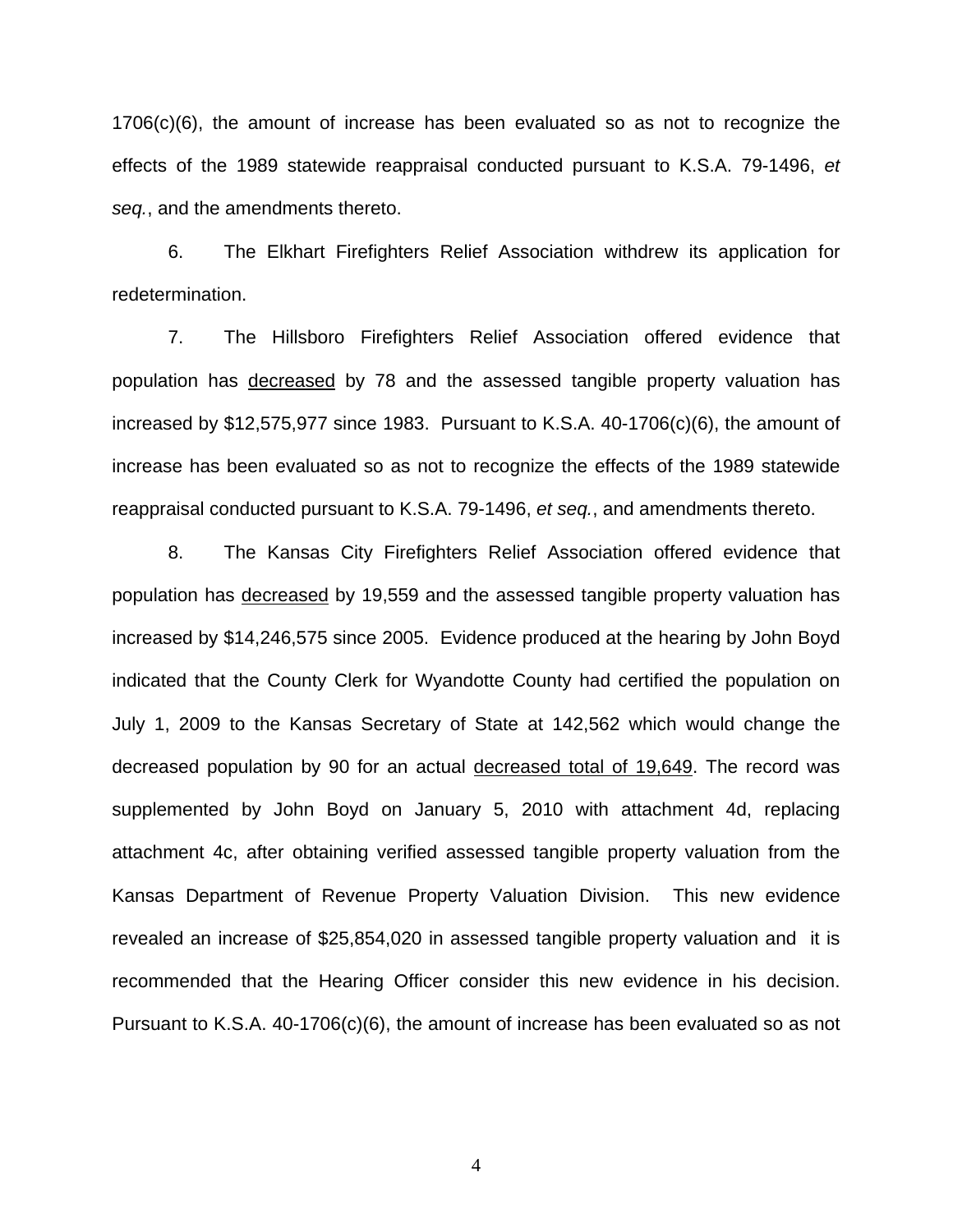1706(c)(6), the amount of increase has been evaluated so as not to recognize the effects of the 1989 statewide reappraisal conducted pursuant to K.S.A. 79-1496, *et seq.*, and the amendments thereto.

6. The Elkhart Firefighters Relief Association withdrew its application for redetermination.

7. The Hillsboro Firefighters Relief Association offered evidence that population has <u>decreased</u> by 78 and the assessed tangible property valuation has increased by $12,575,977 since 1983. Pursuant to K.S.A. 40-1706(c)(6), the amount of increase has been evaluated so as not to recognize the effects of the 1989 statewide reappraisal conducted pursuant to K.S.A. 79-1496, *et seq.*, and amendments thereto.

8. The Kansas City Firefighters Relief Association offered evidence that population has <u>decreased</u> by 19,559 and the assessed tangible property valuation has increased by $14,246,575 since 2005. Evidence produced at the hearing by John Boyd indicated that the County Clerk for Wyandotte County had certified the population on July 1, 2009 to the Kansas Secretary of State at 142,562 which would change the decreased population by 90 for an actual <u>decreased total of 19,649</u>. The record was supplemented by John Boyd on January 5, 2010 with attachment 4d, replacing attachment 4c, after obtaining verified assessed tangible property valuation from the Kansas Department of Revenue Property Valuation Division. This new evidence revealed an increase of $25,854,020 in assessed tangible property valuation and it is recommended that the Hearing Officer consider this new evidence in his decision. Pursuant to K.S.A. 40-1706(c)(6), the amount of increase has been evaluated so as not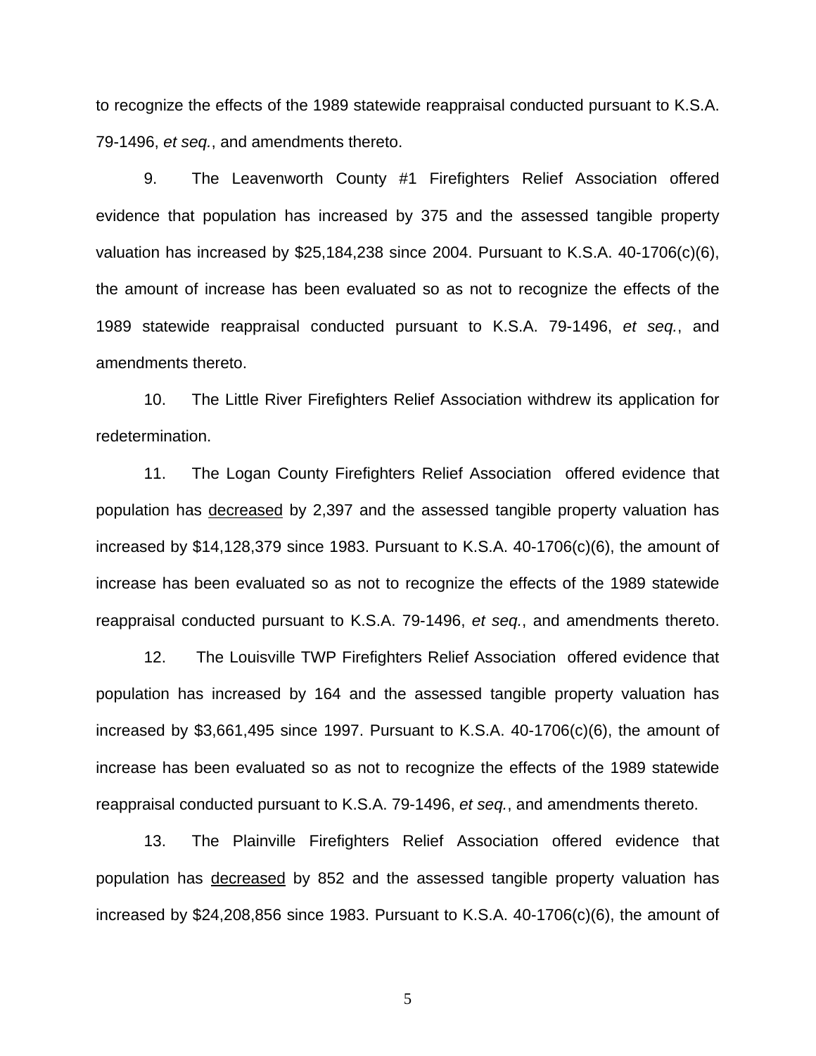to recognize the effects of the 1989 statewide reappraisal conducted pursuant to K.S.A. 79-1496, *et seq.*, and amendments thereto.

9. The Leavenworth County #1 Firefighters Relief Association offered evidence that population has increased by 375 and the assessed tangible property valuation has increased by $25,184,238 since 2004. Pursuant to K.S.A. 40-1706(c)(6), the amount of increase has been evaluated so as not to recognize the effects of the 1989 statewide reappraisal conducted pursuant to K.S.A. 79-1496, *et seq.*, and amendments thereto.

10. The Little River Firefighters Relief Association withdrew its application for redetermination.

11. The Logan County Firefighters Relief Association offered evidence that population has <u>decreased</u> by 2,397 and the assessed tangible property valuation has increased by $14,128,379 since 1983. Pursuant to K.S.A. 40-1706(c)(6), the amount of increase has been evaluated so as not to recognize the effects of the 1989 statewide reappraisal conducted pursuant to K.S.A. 79-1496, *et seq.*, and amendments thereto.

12. The Louisville TWP Firefighters Relief Association offered evidence that population has increased by 164 and the assessed tangible property valuation has increased by $3,661,495 since 1997. Pursuant to K.S.A. 40-1706(c)(6), the amount of increase has been evaluated so as not to recognize the effects of the 1989 statewide reappraisal conducted pursuant to K.S.A. 79-1496, *et seq.*, and amendments thereto.

13. The Plainville Firefighters Relief Association offered evidence that population has <u>decreased</u> by 852 and the assessed tangible property valuation has increased by $24,208,856 since 1983. Pursuant to K.S.A. 40-1706(c)(6), the amount of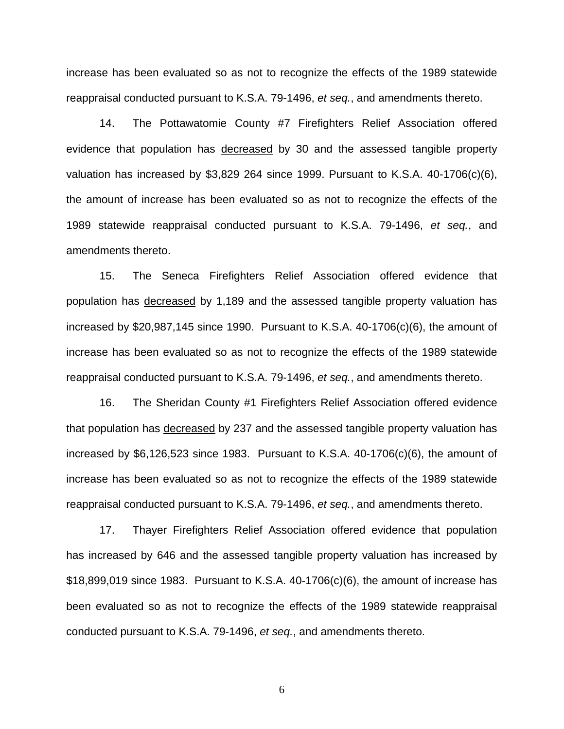increase has been evaluated so as not to recognize the effects of the 1989 statewide reappraisal conducted pursuant to K.S.A. 79-1496, *et seq.*, and amendments thereto.

14. The Pottawatomie County #7 Firefighters Relief Association offered evidence that population has <u>decreased</u> by 30 and the assessed tangible property valuation has increased by $3,829 264 since 1999. Pursuant to K.S.A. 40-1706(c)(6), the amount of increase has been evaluated so as not to recognize the effects of the 1989 statewide reappraisal conducted pursuant to K.S.A. 79-1496, *et seq.*, and amendments thereto.

15. The Seneca Firefighters Relief Association offered evidence that population has <u>decreased</u> by 1,189 and the assessed tangible property valuation has increased by $20,987,145 since 1990. Pursuant to K.S.A. 40-1706(c)(6), the amount of increase has been evaluated so as not to recognize the effects of the 1989 statewide reappraisal conducted pursuant to K.S.A. 79-1496, *et seq.*, and amendments thereto.

16. The Sheridan County #1 Firefighters Relief Association offered evidence that population has <u>decreased</u> by 237 and the assessed tangible property valuation has increased by $6,126,523 since 1983. Pursuant to K.S.A. 40-1706(c)(6), the amount of increase has been evaluated so as not to recognize the effects of the 1989 statewide reappraisal conducted pursuant to K.S.A. 79-1496, *et seq.*, and amendments thereto.

17. Thayer Firefighters Relief Association offered evidence that population has increased by 646 and the assessed tangible property valuation has increased by $18,899,019 since 1983. Pursuant to K.S.A. 40-1706(c)(6), the amount of increase has been evaluated so as not to recognize the effects of the 1989 statewide reappraisal conducted pursuant to K.S.A. 79-1496, *et seq.*, and amendments thereto.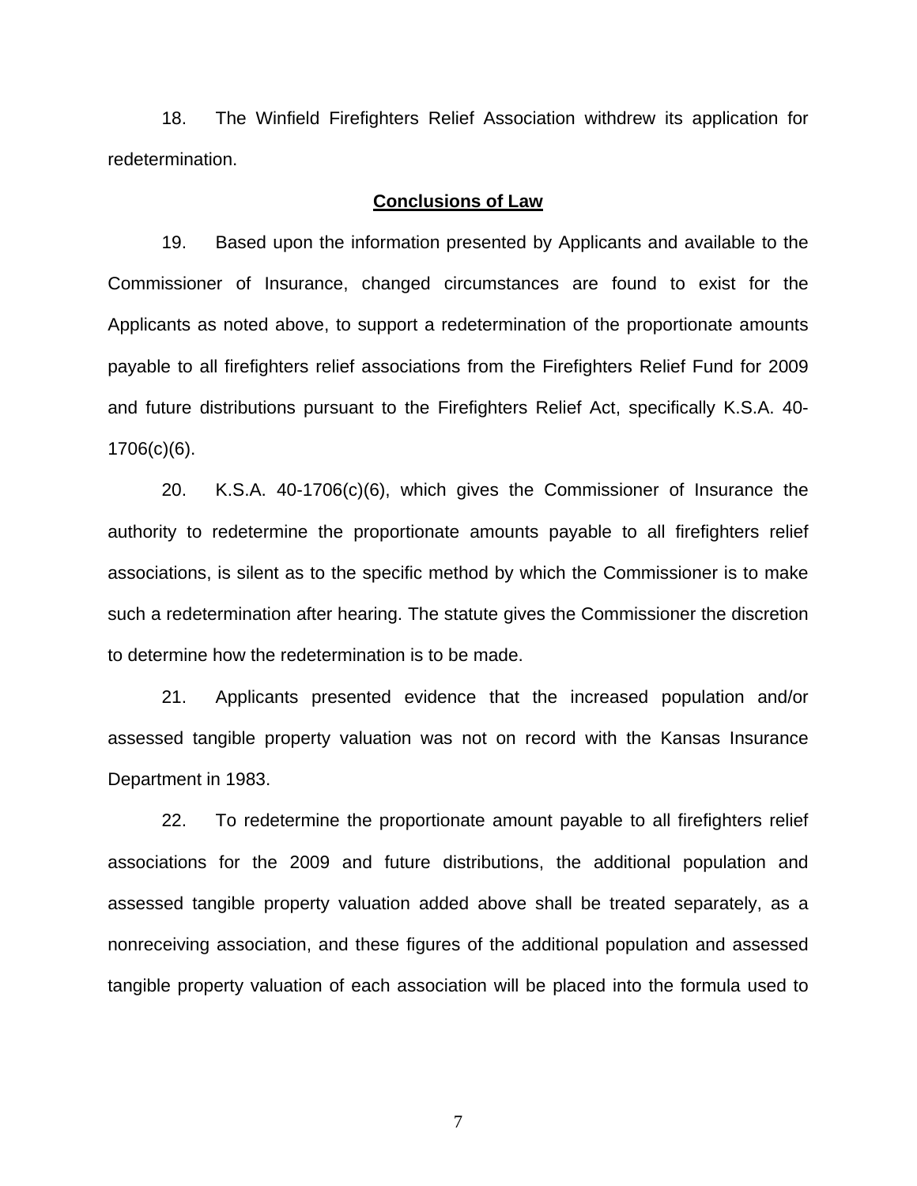18. The Winfield Firefighters Relief Association withdrew its application for redetermination.

## **Conclusions of Law**

19. Based upon the information presented by Applicants and available to the Commissioner of Insurance, changed circumstances are found to exist for the Applicants as noted above, to support a redetermination of the proportionate amounts payable to all firefighters relief associations from the Firefighters Relief Fund for 2009 and future distributions pursuant to the Firefighters Relief Act, specifically K.S.A. 40-1706(c)(6).

20. K.S.A. 40-1706(c)(6), which gives the Commissioner of Insurance the authority to redetermine the proportionate amounts payable to all firefighters relief associations, is silent as to the specific method by which the Commissioner is to make such a redetermination after hearing. The statute gives the Commissioner the discretion to determine how the redetermination is to be made.

21. Applicants presented evidence that the increased population and/or assessed tangible property valuation was not on record with the Kansas Insurance Department in 1983.

22. To redetermine the proportionate amount payable to all firefighters relief associations for the 2009 and future distributions, the additional population and assessed tangible property valuation added above shall be treated separately, as a nonreceiving association, and these figures of the additional population and assessed tangible property valuation of each association will be placed into the formula used to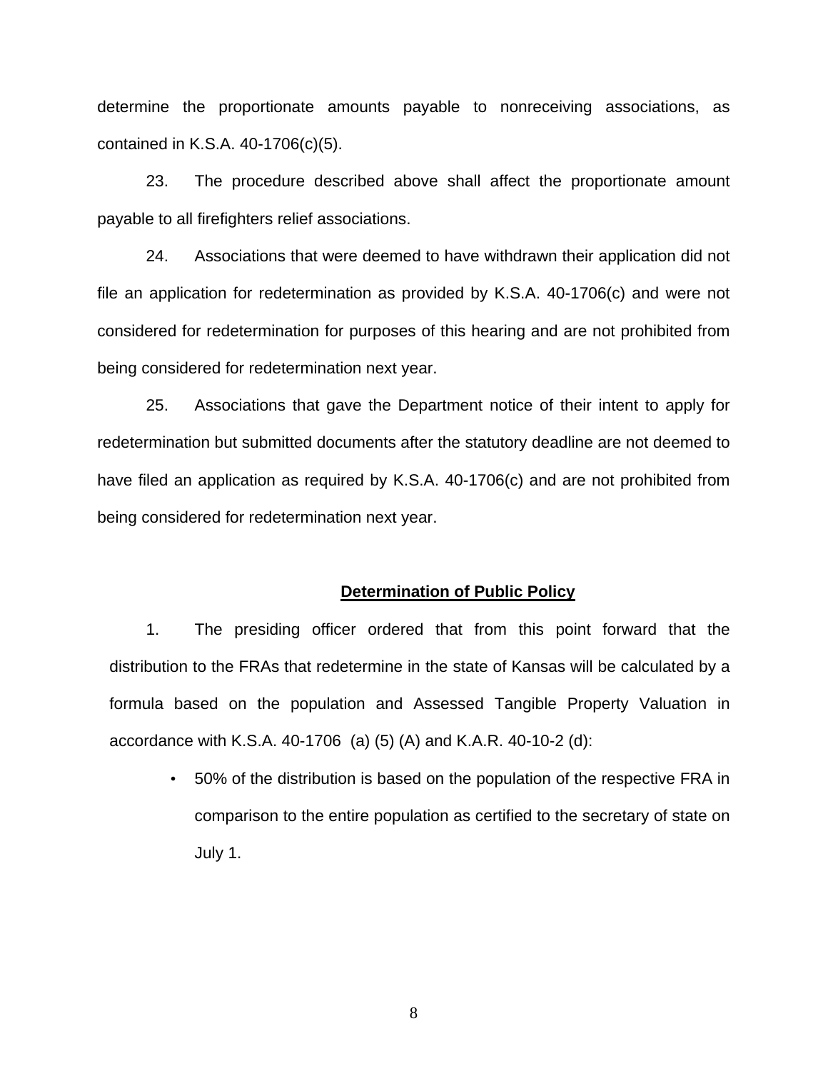determine the proportionate amounts payable to nonreceiving associations, as contained in K.S.A. 40-1706(c)(5).

23. The procedure described above shall affect the proportionate amount payable to all firefighters relief associations.

24. Associations that were deemed to have withdrawn their application did not file an application for redetermination as provided by K.S.A. 40-1706(c) and were not considered for redetermination for purposes of this hearing and are not prohibited from being considered for redetermination next year.

25. Associations that gave the Department notice of their intent to apply for redetermination but submitted documents after the statutory deadline are not deemed to have filed an application as required by K.S.A. 40-1706(c) and are not prohibited from being considered for redetermination next year.

## Determination of Public Policy

1. The presiding officer ordered that from this point forward that the distribution to the FRAs that redetermine in the state of Kansas will be calculated by a formula based on the population and Assessed Tangible Property Valuation in accordance with K.S.A. 40-1706 (a) (5) (A) and K.A.R. 40-10-2 (d):

   - 50% of the distribution is based on the population of the respective FRA in comparison to the entire population as certified to the secretary of state on July 1.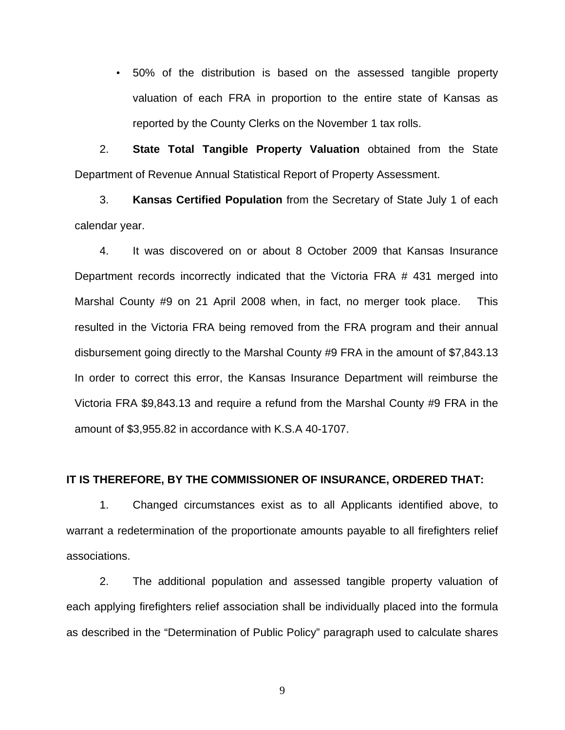- 50% of the distribution is based on the assessed tangible property valuation of each FRA in proportion to the entire state of Kansas as reported by the County Clerks on the November 1 tax rolls.

2. **State Total Tangible Property Valuation** obtained from the State Department of Revenue Annual Statistical Report of Property Assessment.

3. **Kansas Certified Population** from the Secretary of State July 1 of each calendar year.

4. It was discovered on or about 8 October 2009 that Kansas Insurance Department records incorrectly indicated that the Victoria FRA # 431 merged into Marshal County #9 on 21 April 2008 when, in fact, no merger took place. This resulted in the Victoria FRA being removed from the FRA program and their annual disbursement going directly to the Marshal County #9 FRA in the amount of $7,843.13 In order to correct this error, the Kansas Insurance Department will reimburse the Victoria FRA $9,843.13 and require a refund from the Marshal County #9 FRA in the amount of $3,955.82 in accordance with K.S.A 40-1707.

**IT IS THEREFORE, BY THE COMMISSIONER OF INSURANCE, ORDERED THAT:**

1. Changed circumstances exist as to all Applicants identified above, to warrant a redetermination of the proportionate amounts payable to all firefighters relief associations.

2. The additional population and assessed tangible property valuation of each applying firefighters relief association shall be individually placed into the formula as described in the "Determination of Public Policy" paragraph used to calculate shares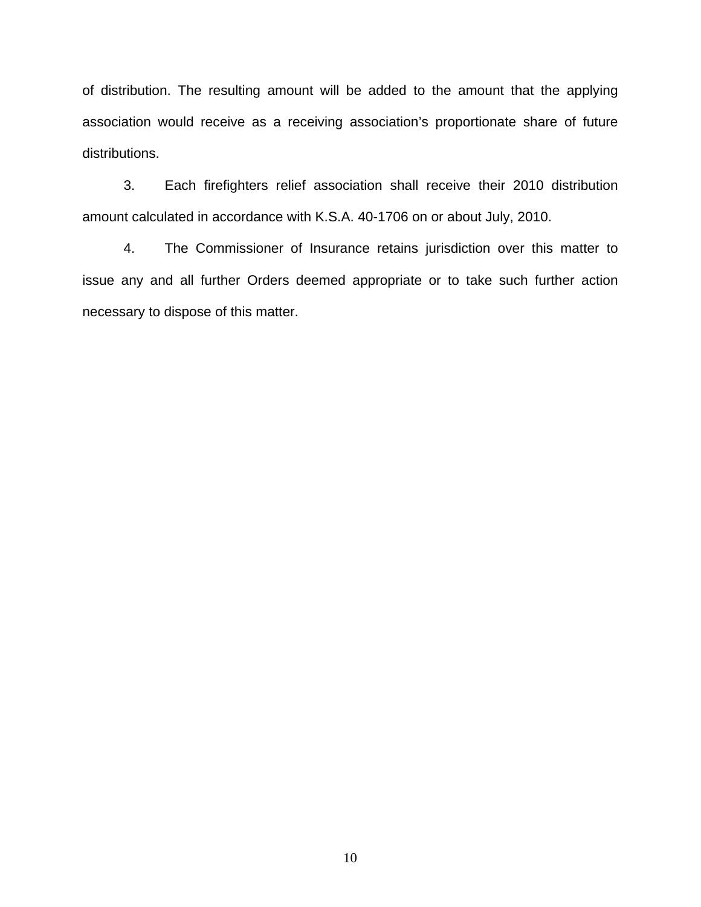of distribution. The resulting amount will be added to the amount that the applying association would receive as a receiving association's proportionate share of future distributions.

3. Each firefighters relief association shall receive their 2010 distribution amount calculated in accordance with K.S.A. 40-1706 on or about July, 2010.

4. The Commissioner of Insurance retains jurisdiction over this matter to issue any and all further Orders deemed appropriate or to take such further action necessary to dispose of this matter.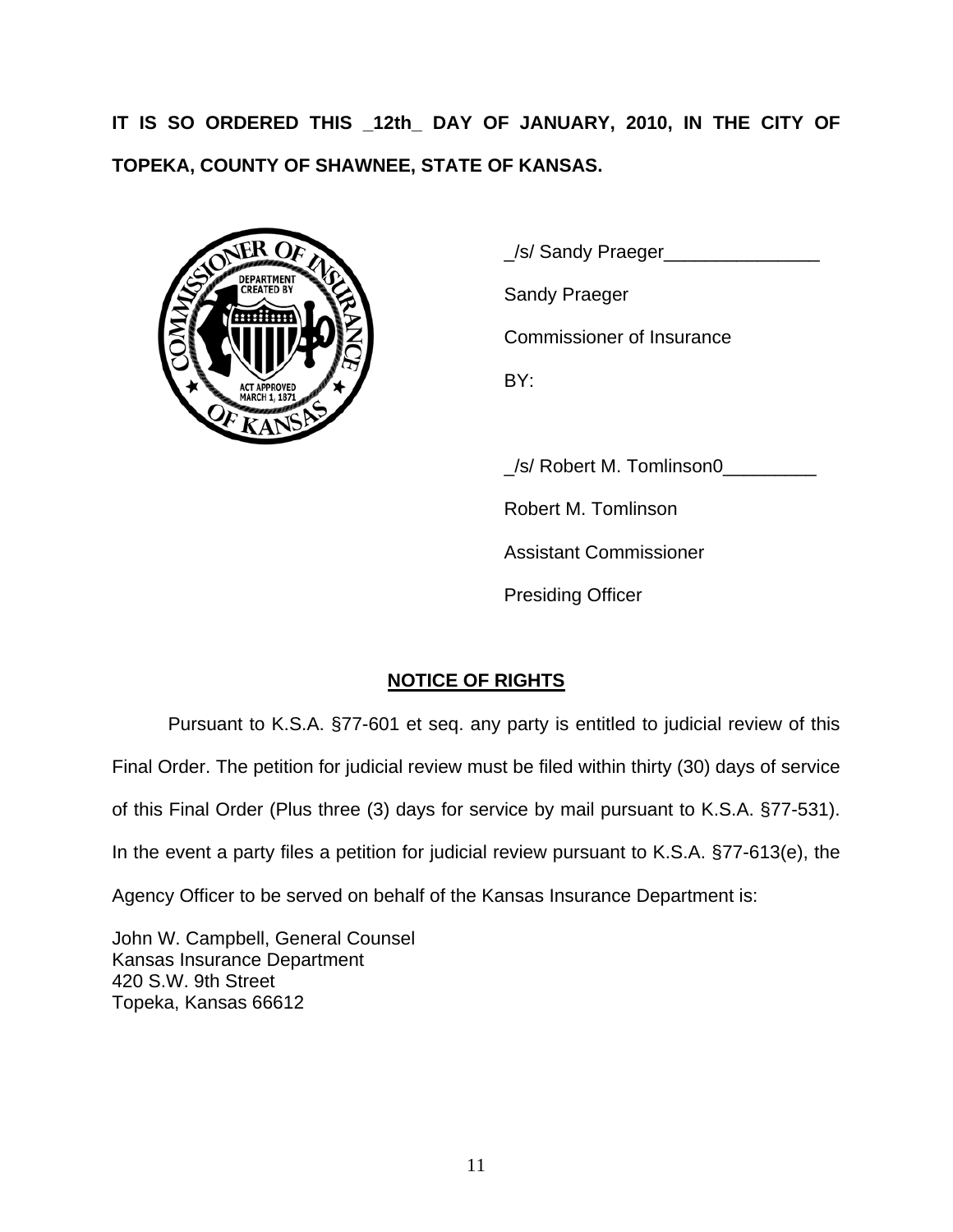**IT IS SO ORDERED THIS _12th_ DAY OF JANUARY, 2010, IN THE CITY OF TOPEKA, COUNTY OF SHAWNEE, STATE OF KANSAS.**

_/s/ Sandy Praeger_______________

Sandy Praeger

Commissioner of Insurance

BY:

_/s/ Robert M. Tomlinson0_________

Robert M. Tomlinson

Assistant Commissioner

Presiding Officer

**NOTICE OF RIGHTS**

Pursuant to K.S.A. §77-601 et seq. any party is entitled to judicial review of this Final Order. The petition for judicial review must be filed within thirty (30) days of service of this Final Order (Plus three (3) days for service by mail pursuant to K.S.A. §77-531). In the event a party files a petition for judicial review pursuant to K.S.A. §77-613(e), the Agency Officer to be served on behalf of the Kansas Insurance Department is:

John W. Campbell, General Counsel
Kansas Insurance Department
420 S.W. 9th Street
Topeka, Kansas 66612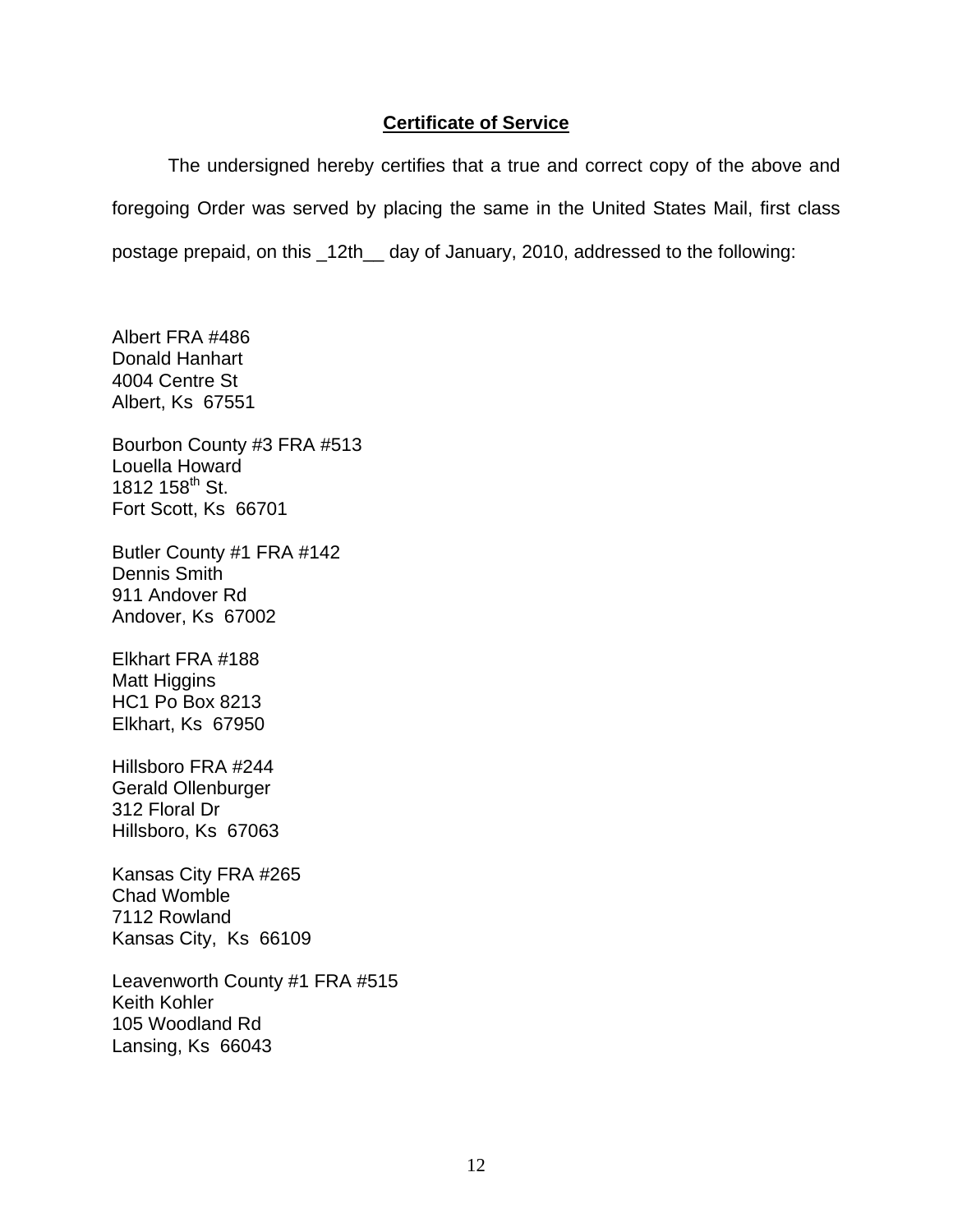**Certificate of Service**

The undersigned hereby certifies that a true and correct copy of the above and foregoing Order was served by placing the same in the United States Mail, first class postage prepaid, on this _12th__ day of January, 2010, addressed to the following:

Albert FRA #486
Donald Hanhart
4004 Centre St
Albert, Ks 67551

Bourbon County #3 FRA #513
Louella Howard
1812 158th St.
Fort Scott, Ks 66701

Butler County #1 FRA #142
Dennis Smith
911 Andover Rd
Andover, Ks 67002

Elkhart FRA #188
Matt Higgins
HC1 Po Box 8213
Elkhart, Ks 67950

Hillsboro FRA #244
Gerald Ollenburger
312 Floral Dr
Hillsboro, Ks 67063

Kansas City FRA #265
Chad Womble
7112 Rowland
Kansas City, Ks 66109

Leavenworth County #1 FRA #515
Keith Kohler
105 Woodland Rd
Lansing, Ks 66043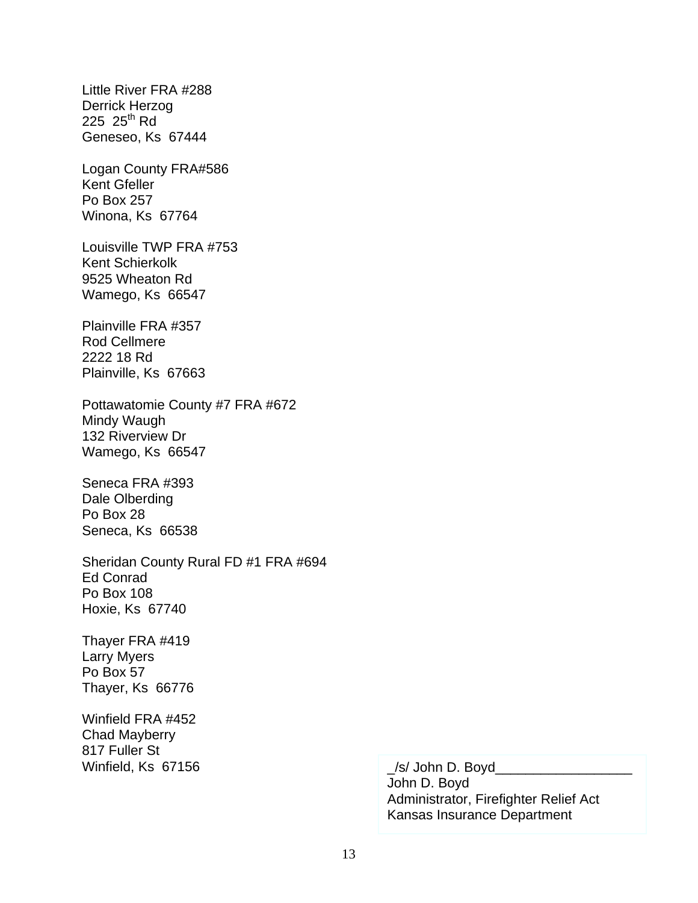Little River FRA #288
Derrick Herzog
225  25th Rd
Geneseo, Ks  67444

Logan County FRA#586
Kent Gfeller
Po Box 257
Winona, Ks  67764

Louisville TWP FRA #753
Kent Schierkolk
9525 Wheaton Rd
Wamego, Ks  66547

Plainville FRA #357
Rod Cellmere
2222 18 Rd
Plainville, Ks  67663

Pottawatomie County #7 FRA #672
Mindy Waugh
132 Riverview Dr
Wamego, Ks  66547

Seneca FRA #393
Dale Olberding
Po Box 28
Seneca, Ks  66538

Sheridan County Rural FD #1 FRA #694
Ed Conrad
Po Box 108
Hoxie, Ks  67740

Thayer FRA #419
Larry Myers
Po Box 57
Thayer, Ks  66776

Winfield FRA #452
Chad Mayberry
817 Fuller St
Winfield, Ks  67156

_/s/ John D. Boyd__________________
John D. Boyd
Administrator, Firefighter Relief Act
Kansas Insurance Department